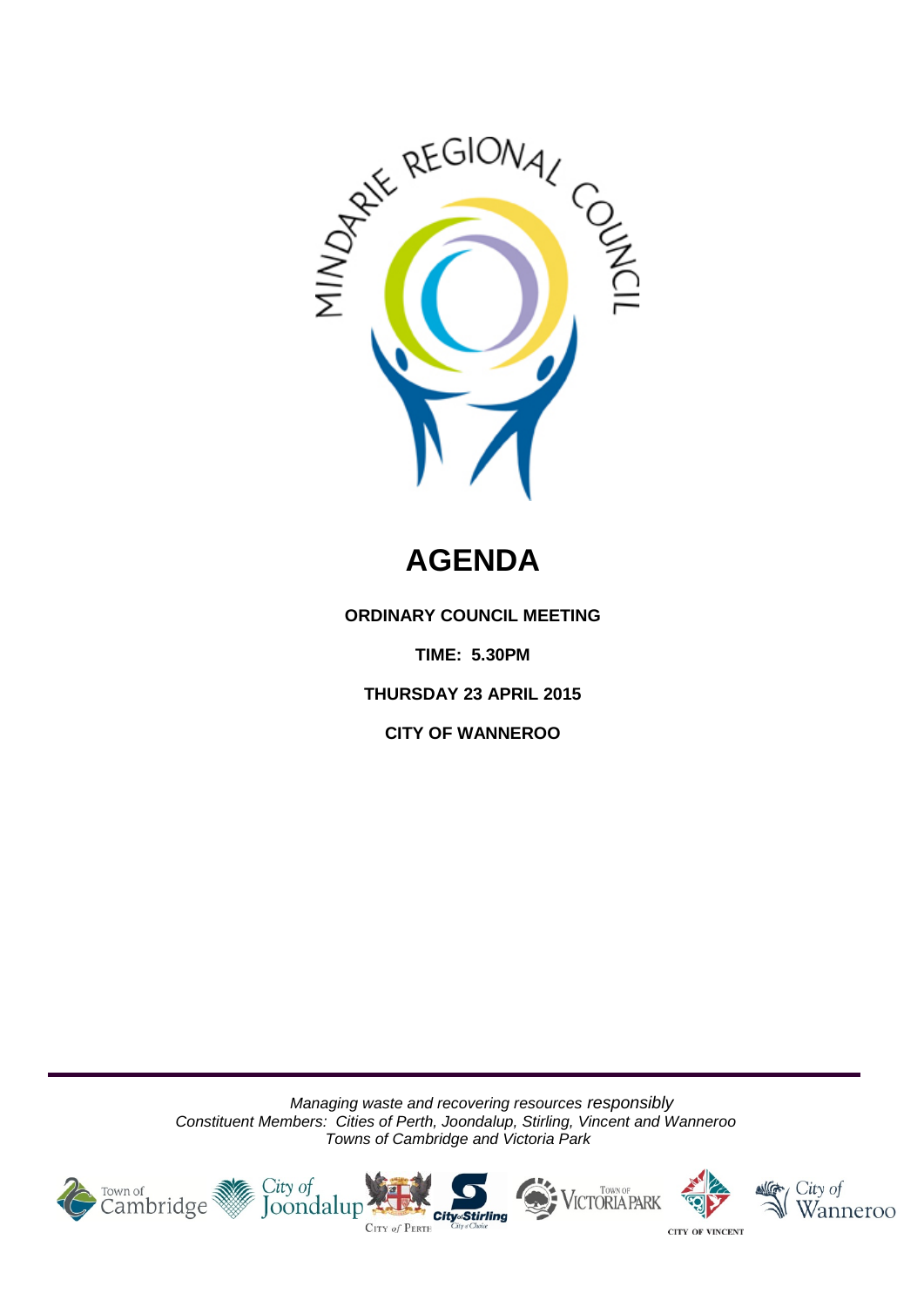# AGENDA

**ORDINARY COUNCIL MEETING**

**TIME: 5.30PM**

**THURSDAY 23 APRIL 2015**

**CITY OF WANNEROO**

*Managing waste and recovering resources responsibly*
*Constituent Members: Cities of Perth, Joondalup, Stirling, Vincent and Wanneroo*
*Towns of Cambridge and Victoria Park*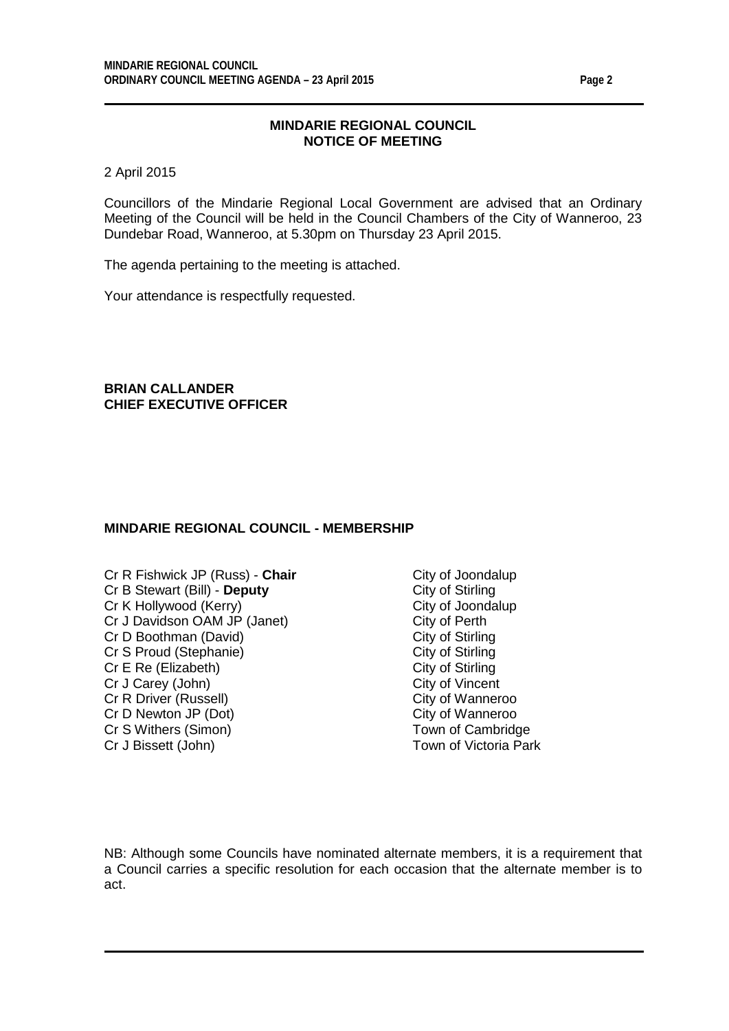## MINDARIE REGIONAL COUNCIL
## NOTICE OF MEETING

2 April 2015

Councillors of the Mindarie Regional Local Government are advised that an Ordinary Meeting of the Council will be held in the Council Chambers of the City of Wanneroo, 23 Dundebar Road, Wanneroo, at 5.30pm on Thursday 23 April 2015.

The agenda pertaining to the meeting is attached.

Your attendance is respectfully requested.

**BRIAN CALLANDER**
**CHIEF EXECUTIVE OFFICER**

### MINDARIE REGIONAL COUNCIL - MEMBERSHIP

| | |
|---|---|
| Cr R Fishwick JP (Russ) - **Chair** | City of Joondalup |
| Cr B Stewart (Bill) - **Deputy** | City of Stirling |
| Cr K Hollywood (Kerry) | City of Joondalup |
| Cr J Davidson OAM JP (Janet) | City of Perth |
| Cr D Boothman (David) | City of Stirling |
| Cr S Proud (Stephanie) | City of Stirling |
| Cr E Re (Elizabeth) | City of Stirling |
| Cr J Carey (John) | City of Vincent |
| Cr R Driver (Russell) | City of Wanneroo |
| Cr D Newton JP (Dot) | City of Wanneroo |
| Cr S Withers (Simon) | Town of Cambridge |
| Cr J Bissett (John) | Town of Victoria Park |

NB: Although some Councils have nominated alternate members, it is a requirement that a Council carries a specific resolution for each occasion that the alternate member is to act.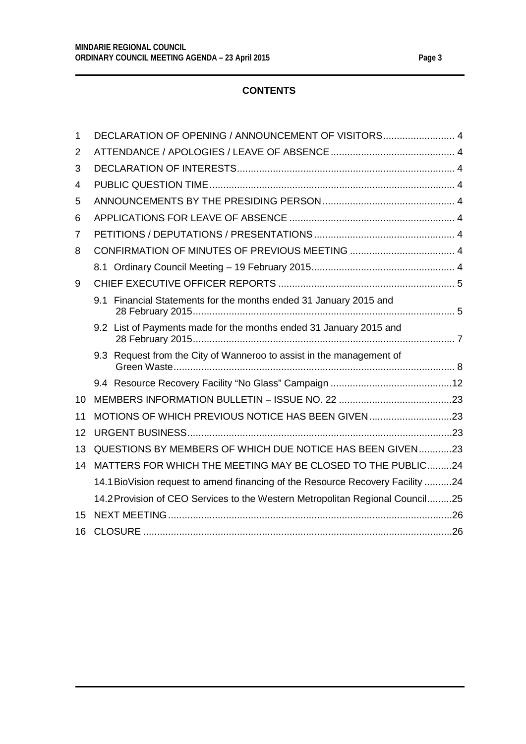## CONTENTS

| | | |
|---|---|---|
| 1 | DECLARATION OF OPENING / ANNOUNCEMENT OF VISITORS | 4 |
| 2 | ATTENDANCE / APOLOGIES / LEAVE OF ABSENCE | 4 |
| 3 | DECLARATION OF INTERESTS | 4 |
| 4 | PUBLIC QUESTION TIME | 4 |
| 5 | ANNOUNCEMENTS BY THE PRESIDING PERSON | 4 |
| 6 | APPLICATIONS FOR LEAVE OF ABSENCE | 4 |
| 7 | PETITIONS / DEPUTATIONS / PRESENTATIONS | 4 |
| 8 | CONFIRMATION OF MINUTES OF PREVIOUS MEETING | 4 |
| | 8.1 Ordinary Council Meeting – 19 February 2015 | 4 |
| 9 | CHIEF EXECUTIVE OFFICER REPORTS | 5 |
| | 9.1 Financial Statements for the months ended 31 January 2015 and 28 February 2015 | 5 |
| | 9.2 List of Payments made for the months ended 31 January 2015 and 28 February 2015 | 7 |
| | 9.3 Request from the City of Wanneroo to assist in the management of Green Waste | 8 |
| | 9.4 Resource Recovery Facility "No Glass" Campaign | 12 |
| 10 | MEMBERS INFORMATION BULLETIN – ISSUE NO. 22 | 23 |
| 11 | MOTIONS OF WHICH PREVIOUS NOTICE HAS BEEN GIVEN | 23 |
| 12 | URGENT BUSINESS | 23 |
| 13 | QUESTIONS BY MEMBERS OF WHICH DUE NOTICE HAS BEEN GIVEN | 23 |
| 14 | MATTERS FOR WHICH THE MEETING MAY BE CLOSED TO THE PUBLIC | 24 |
| | 14.1 BioVision request to amend financing of the Resource Recovery Facility | 24 |
| | 14.2 Provision of CEO Services to the Western Metropolitan Regional Council | 25 |
| 15 | NEXT MEETING | 26 |
| 16 | CLOSURE | 26 |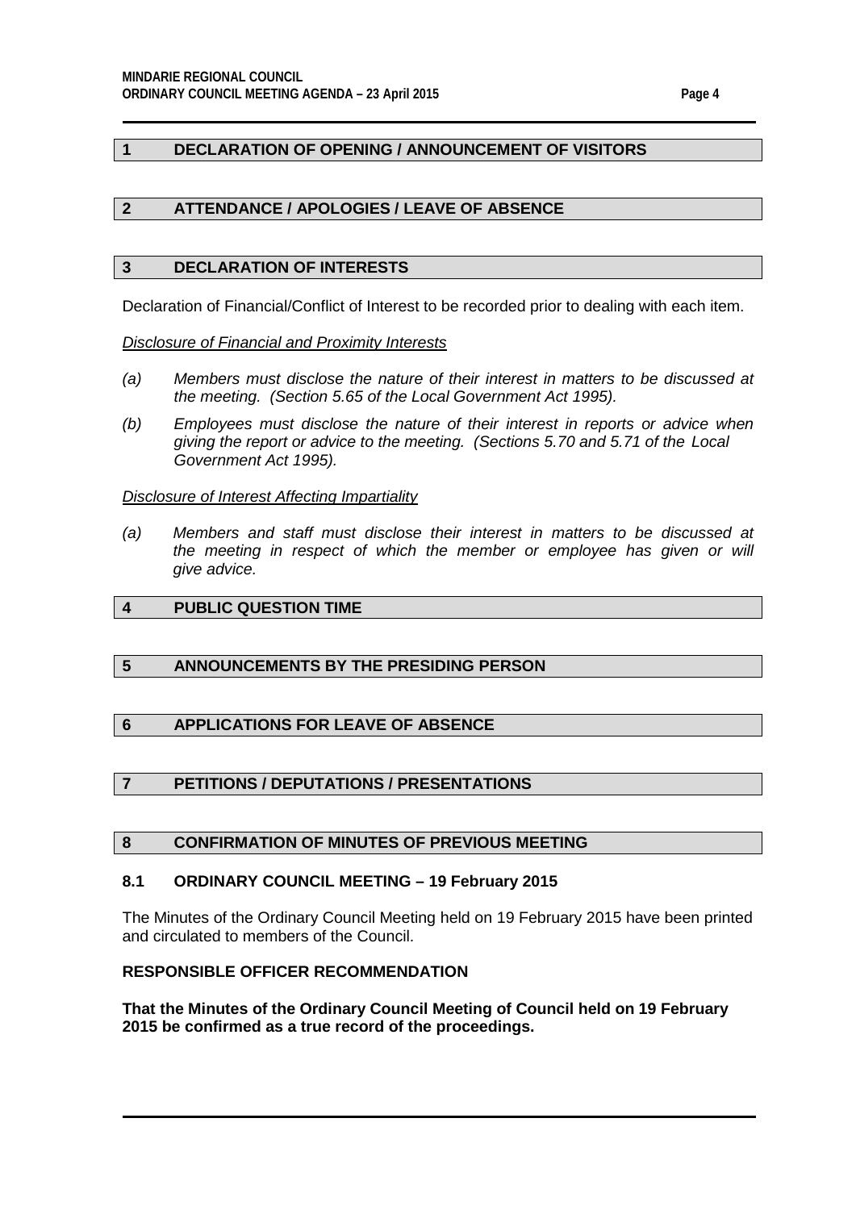## 1 DECLARATION OF OPENING / ANNOUNCEMENT OF VISITORS

## 2 ATTENDANCE / APOLOGIES / LEAVE OF ABSENCE

## 3 DECLARATION OF INTERESTS

Declaration of Financial/Conflict of Interest to be recorded prior to dealing with each item.

*Disclosure of Financial and Proximity Interests*

*(a) Members must disclose the nature of their interest in matters to be discussed at the meeting. (Section 5.65 of the Local Government Act 1995).*

*(b) Employees must disclose the nature of their interest in reports or advice when giving the report or advice to the meeting. (Sections 5.70 and 5.71 of the Local Government Act 1995).*

*Disclosure of Interest Affecting Impartiality*

*(a) Members and staff must disclose their interest in matters to be discussed at the meeting in respect of which the member or employee has given or will give advice.*

## 4 PUBLIC QUESTION TIME

## 5 ANNOUNCEMENTS BY THE PRESIDING PERSON

## 6 APPLICATIONS FOR LEAVE OF ABSENCE

## 7 PETITIONS / DEPUTATIONS / PRESENTATIONS

## 8 CONFIRMATION OF MINUTES OF PREVIOUS MEETING

### 8.1 ORDINARY COUNCIL MEETING – 19 February 2015

The Minutes of the Ordinary Council Meeting held on 19 February 2015 have been printed and circulated to members of the Council.

**RESPONSIBLE OFFICER RECOMMENDATION**

**That the Minutes of the Ordinary Council Meeting of Council held on 19 February 2015 be confirmed as a true record of the proceedings.**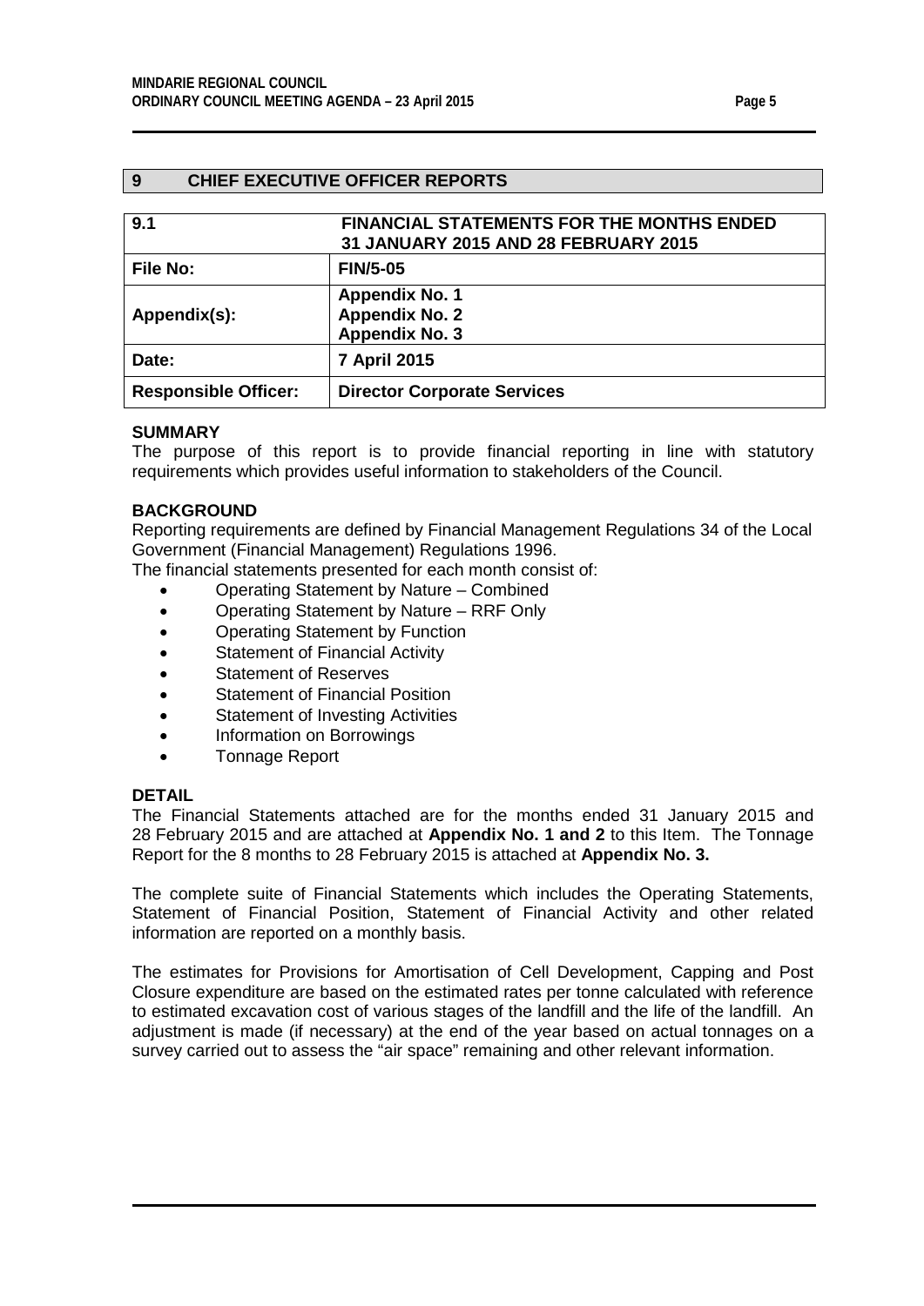## 9 CHIEF EXECUTIVE OFFICER REPORTS

| 9.1 | FINANCIAL STATEMENTS FOR THE MONTHS ENDED 31 JANUARY 2015 AND 28 FEBRUARY 2015 |
|---|---|
| **File No:** | **FIN/5-05** |
| **Appendix(s):** | **Appendix No. 1**<br>**Appendix No. 2**<br>**Appendix No. 3** |
| **Date:** | **7 April 2015** |
| **Responsible Officer:** | **Director Corporate Services** |

### SUMMARY

The purpose of this report is to provide financial reporting in line with statutory requirements which provides useful information to stakeholders of the Council.

### BACKGROUND

Reporting requirements are defined by Financial Management Regulations 34 of the Local Government (Financial Management) Regulations 1996.

The financial statements presented for each month consist of:

- Operating Statement by Nature – Combined
- Operating Statement by Nature – RRF Only
- Operating Statement by Function
- Statement of Financial Activity
- Statement of Reserves
- Statement of Financial Position
- Statement of Investing Activities
- Information on Borrowings
- Tonnage Report

### DETAIL

The Financial Statements attached are for the months ended 31 January 2015 and 28 February 2015 and are attached at **Appendix No. 1 and 2** to this Item. The Tonnage Report for the 8 months to 28 February 2015 is attached at **Appendix No. 3.**

The complete suite of Financial Statements which includes the Operating Statements, Statement of Financial Position, Statement of Financial Activity and other related information are reported on a monthly basis.

The estimates for Provisions for Amortisation of Cell Development, Capping and Post Closure expenditure are based on the estimated rates per tonne calculated with reference to estimated excavation cost of various stages of the landfill and the life of the landfill. An adjustment is made (if necessary) at the end of the year based on actual tonnages on a survey carried out to assess the "air space" remaining and other relevant information.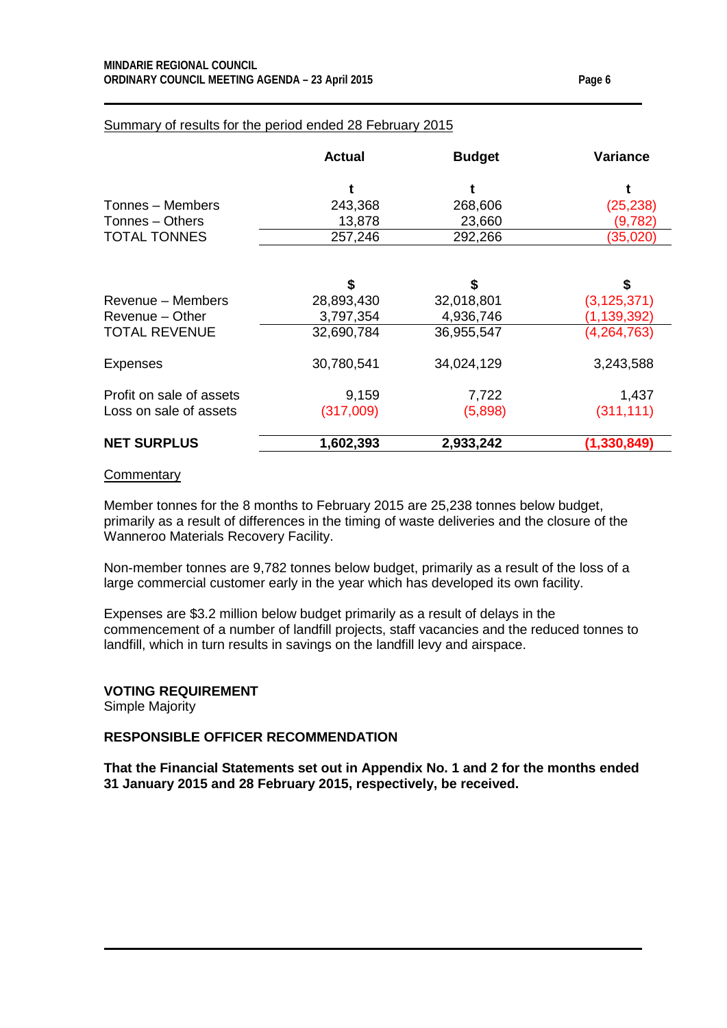<u>Summary of results for the period ended 28 February 2015</u>

| | Actual | Budget | Variance |
|---|---|---|---|
| | t | t | t |
| Tonnes – Members | 243,368 | 268,606 | (25,238) |
| Tonnes – Others | 13,878 | 23,660 | (9,782) |
| TOTAL TONNES | 257,246 | 292,266 | (35,020) |
| | | | |
| | $ | $ | $ |
| Revenue – Members | 28,893,430 | 32,018,801 | (3,125,371) |
| Revenue – Other | 3,797,354 | 4,936,746 | (1,139,392) |
| TOTAL REVENUE | 32,690,784 | 36,955,547 | (4,264,763) |
| | | | |
| Expenses | 30,780,541 | 34,024,129 | 3,243,588 |
| | | | |
| Profit on sale of assets | 9,159 | 7,722 | 1,437 |
| Loss on sale of assets | (317,009) | (5,898) | (311,111) |
| | | | |
| **NET SURPLUS** | **1,602,393** | **2,933,242** | **(1,330,849)** |

<u>Commentary</u>

Member tonnes for the 8 months to February 2015 are 25,238 tonnes below budget, primarily as a result of differences in the timing of waste deliveries and the closure of the Wanneroo Materials Recovery Facility.

Non-member tonnes are 9,782 tonnes below budget, primarily as a result of the loss of a large commercial customer early in the year which has developed its own facility.

Expenses are $3.2 million below budget primarily as a result of delays in the commencement of a number of landfill projects, staff vacancies and the reduced tonnes to landfill, which in turn results in savings on the landfill levy and airspace.

**VOTING REQUIREMENT**

Simple Majority

**RESPONSIBLE OFFICER RECOMMENDATION**

**That the Financial Statements set out in Appendix No. 1 and 2 for the months ended 31 January 2015 and 28 February 2015, respectively, be received.**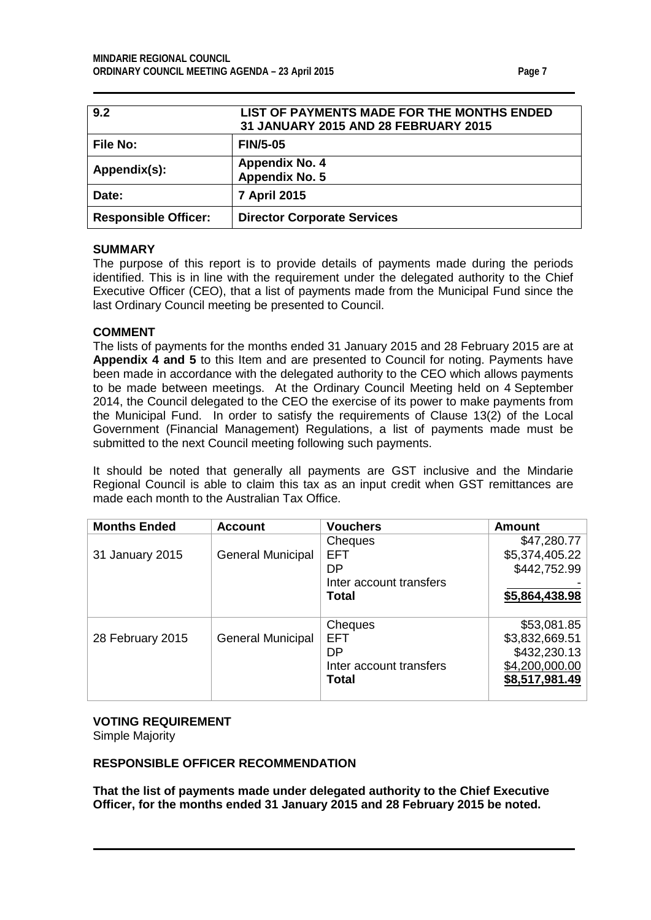| 9.2 | LIST OF PAYMENTS MADE FOR THE MONTHS ENDED 31 JANUARY 2015 AND 28 FEBRUARY 2015 |
|---|---|
| **File No:** | **FIN/5-05** |
| **Appendix(s):** | **Appendix No. 4**<br>**Appendix No. 5** |
| **Date:** | **7 April 2015** |
| **Responsible Officer:** | **Director Corporate Services** |

## SUMMARY

The purpose of this report is to provide details of payments made during the periods identified. This is in line with the requirement under the delegated authority to the Chief Executive Officer (CEO), that a list of payments made from the Municipal Fund since the last Ordinary Council meeting be presented to Council.

## COMMENT

The lists of payments for the months ended 31 January 2015 and 28 February 2015 are at **Appendix 4 and 5** to this Item and are presented to Council for noting. Payments have been made in accordance with the delegated authority to the CEO which allows payments to be made between meetings. At the Ordinary Council Meeting held on 4 September 2014, the Council delegated to the CEO the exercise of its power to make payments from the Municipal Fund. In order to satisfy the requirements of Clause 13(2) of the Local Government (Financial Management) Regulations, a list of payments made must be submitted to the next Council meeting following such payments.

It should be noted that generally all payments are GST inclusive and the Mindarie Regional Council is able to claim this tax as an input credit when GST remittances are made each month to the Australian Tax Office.

| Months Ended | Account | Vouchers | Amount |
|---|---|---|---|
| 31 January 2015 | General Municipal | Cheques | $47,280.77 |
| | | EFT | $5,374,405.22 |
| | | DP | $442,752.99 |
| | | Inter account transfers | - |
| | | **Total** | **$5,864,438.98** |
| 28 February 2015 | General Municipal | Cheques | $53,081.85 |
| | | EFT | $3,832,669.51 |
| | | DP | $432,230.13 |
| | | Inter account transfers | $4,200,000.00 |
| | | **Total** | **$8,517,981.49** |

## VOTING REQUIREMENT

Simple Majority

## RESPONSIBLE OFFICER RECOMMENDATION

**That the list of payments made under delegated authority to the Chief Executive Officer, for the months ended 31 January 2015 and 28 February 2015 be noted.**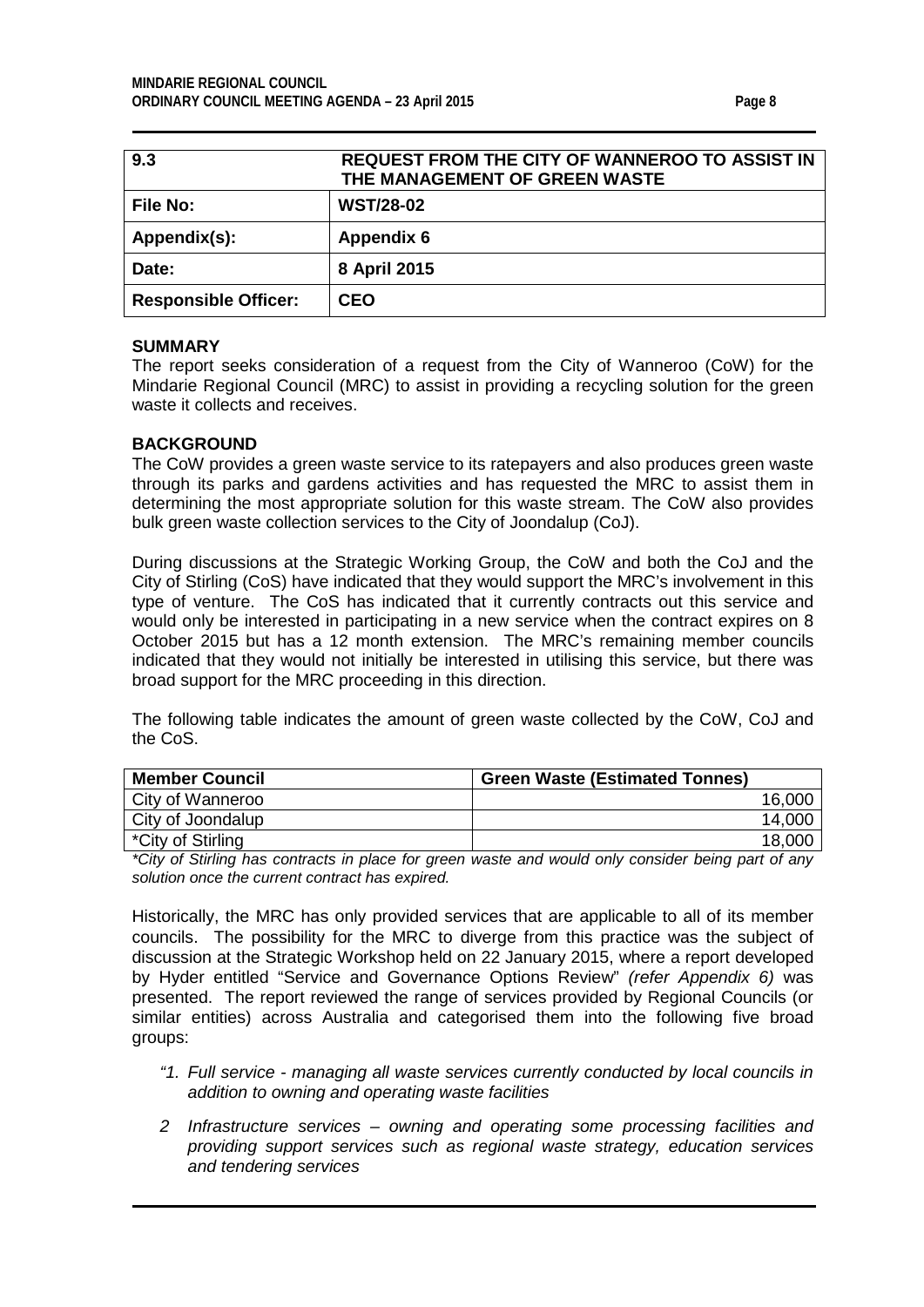| 9.3 | REQUEST FROM THE CITY OF WANNEROO TO ASSIST IN THE MANAGEMENT OF GREEN WASTE |
|---|---|
| **File No:** | **WST/28-02** |
| **Appendix(s):** | **Appendix 6** |
| **Date:** | **8 April 2015** |
| **Responsible Officer:** | **CEO** |

**SUMMARY**

The report seeks consideration of a request from the City of Wanneroo (CoW) for the Mindarie Regional Council (MRC) to assist in providing a recycling solution for the green waste it collects and receives.

**BACKGROUND**

The CoW provides a green waste service to its ratepayers and also produces green waste through its parks and gardens activities and has requested the MRC to assist them in determining the most appropriate solution for this waste stream. The CoW also provides bulk green waste collection services to the City of Joondalup (CoJ).

During discussions at the Strategic Working Group, the CoW and both the CoJ and the City of Stirling (CoS) have indicated that they would support the MRC's involvement in this type of venture. The CoS has indicated that it currently contracts out this service and would only be interested in participating in a new service when the contract expires on 8 October 2015 but has a 12 month extension. The MRC's remaining member councils indicated that they would not initially be interested in utilising this service, but there was broad support for the MRC proceeding in this direction.

The following table indicates the amount of green waste collected by the CoW, CoJ and the CoS.

| Member Council | Green Waste (Estimated Tonnes) |
|---|---|
| City of Wanneroo | 16,000 |
| City of Joondalup | 14,000 |
| *City of Stirling | 18,000 |

*\*City of Stirling has contracts in place for green waste and would only consider being part of any solution once the current contract has expired.*

Historically, the MRC has only provided services that are applicable to all of its member councils. The possibility for the MRC to diverge from this practice was the subject of discussion at the Strategic Workshop held on 22 January 2015, where a report developed by Hyder entitled "Service and Governance Options Review" *(refer Appendix 6)* was presented. The report reviewed the range of services provided by Regional Councils (or similar entities) across Australia and categorised them into the following five broad groups:

*"1. Full service - managing all waste services currently conducted by local councils in addition to owning and operating waste facilities*

*2 Infrastructure services – owning and operating some processing facilities and providing support services such as regional waste strategy, education services and tendering services*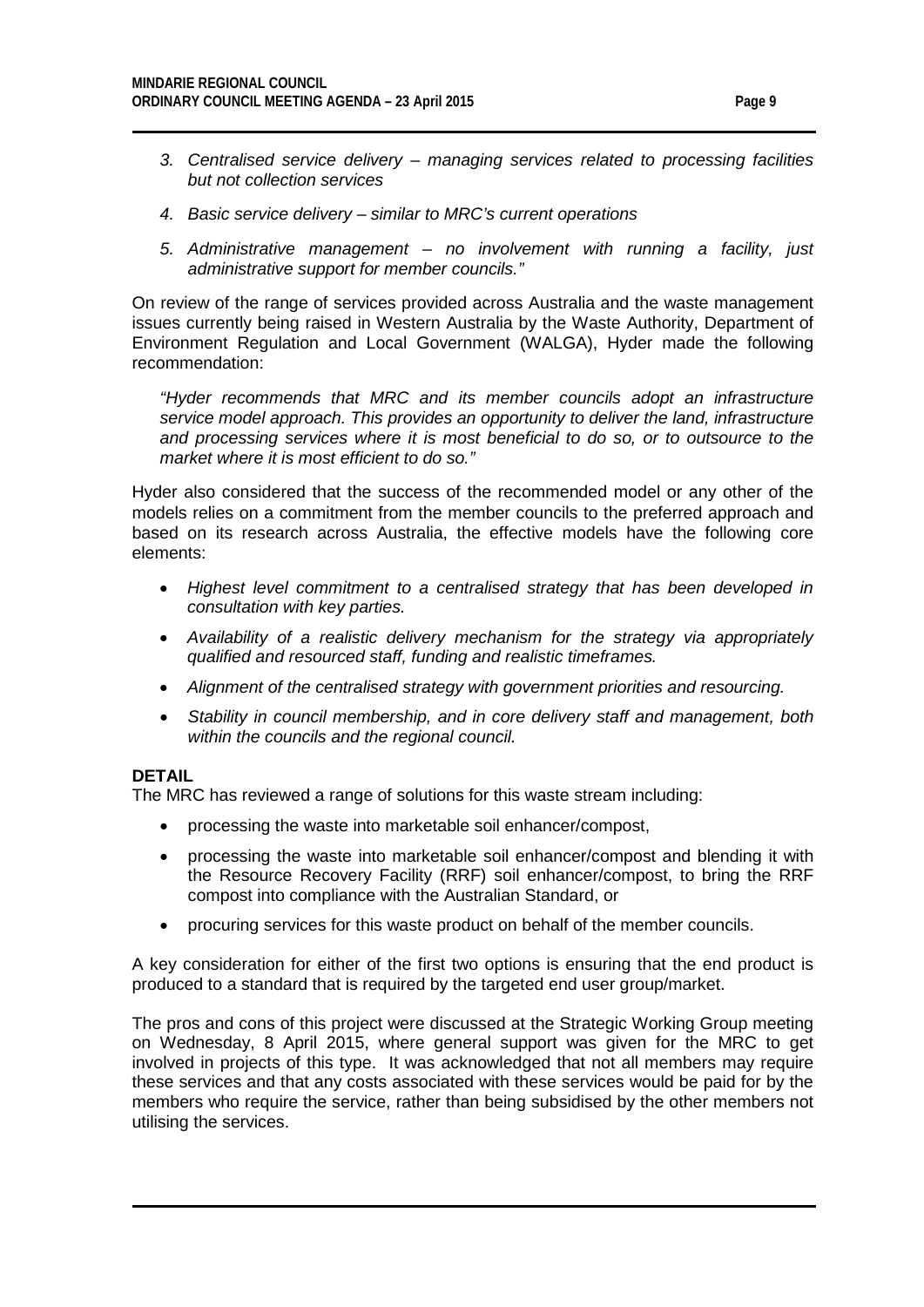3. *Centralised service delivery – managing services related to processing facilities but not collection services*

4. *Basic service delivery – similar to MRC's current operations*

5. *Administrative management – no involvement with running a facility, just administrative support for member councils."*

On review of the range of services provided across Australia and the waste management issues currently being raised in Western Australia by the Waste Authority, Department of Environment Regulation and Local Government (WALGA), Hyder made the following recommendation:

> *"Hyder recommends that MRC and its member councils adopt an infrastructure service model approach. This provides an opportunity to deliver the land, infrastructure and processing services where it is most beneficial to do so, or to outsource to the market where it is most efficient to do so."*

Hyder also considered that the success of the recommended model or any other of the models relies on a commitment from the member councils to the preferred approach and based on its research across Australia, the effective models have the following core elements:

- *Highest level commitment to a centralised strategy that has been developed in consultation with key parties.*
- *Availability of a realistic delivery mechanism for the strategy via appropriately qualified and resourced staff, funding and realistic timeframes.*
- *Alignment of the centralised strategy with government priorities and resourcing.*
- *Stability in council membership, and in core delivery staff and management, both within the councils and the regional council.*

**DETAIL**

The MRC has reviewed a range of solutions for this waste stream including:

- processing the waste into marketable soil enhancer/compost,
- processing the waste into marketable soil enhancer/compost and blending it with the Resource Recovery Facility (RRF) soil enhancer/compost, to bring the RRF compost into compliance with the Australian Standard, or
- procuring services for this waste product on behalf of the member councils.

A key consideration for either of the first two options is ensuring that the end product is produced to a standard that is required by the targeted end user group/market.

The pros and cons of this project were discussed at the Strategic Working Group meeting on Wednesday, 8 April 2015, where general support was given for the MRC to get involved in projects of this type. It was acknowledged that not all members may require these services and that any costs associated with these services would be paid for by the members who require the service, rather than being subsidised by the other members not utilising the services.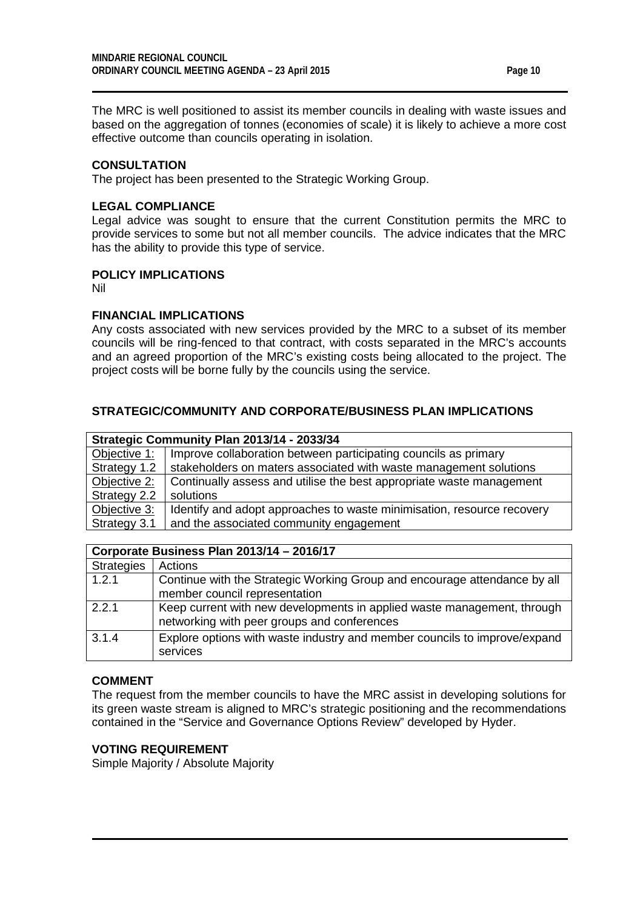The MRC is well positioned to assist its member councils in dealing with waste issues and based on the aggregation of tonnes (economies of scale) it is likely to achieve a more cost effective outcome than councils operating in isolation.

**CONSULTATION**

The project has been presented to the Strategic Working Group.

**LEGAL COMPLIANCE**

Legal advice was sought to ensure that the current Constitution permits the MRC to provide services to some but not all member councils. The advice indicates that the MRC has the ability to provide this type of service.

**POLICY IMPLICATIONS**

Nil

**FINANCIAL IMPLICATIONS**

Any costs associated with new services provided by the MRC to a subset of its member councils will be ring-fenced to that contract, with costs separated in the MRC's accounts and an agreed proportion of the MRC's existing costs being allocated to the project. The project costs will be borne fully by the councils using the service.

**STRATEGIC/COMMUNITY AND CORPORATE/BUSINESS PLAN IMPLICATIONS**

| **Strategic Community Plan 2013/14 - 2033/34** | |
|---|---|
| Objective 1: Strategy 1.2 | Improve collaboration between participating councils as primary stakeholders on maters associated with waste management solutions |
| Objective 2: Strategy 2.2 | Continually assess and utilise the best appropriate waste management solutions |
| Objective 3: Strategy 3.1 | Identify and adopt approaches to waste minimisation, resource recovery and the associated community engagement |

| **Corporate Business Plan 2013/14 – 2016/17** | |
|---|---|
| Strategies | Actions |
| 1.2.1 | Continue with the Strategic Working Group and encourage attendance by all member council representation |
| 2.2.1 | Keep current with new developments in applied waste management, through networking with peer groups and conferences |
| 3.1.4 | Explore options with waste industry and member councils to improve/expand services |

**COMMENT**

The request from the member councils to have the MRC assist in developing solutions for its green waste stream is aligned to MRC's strategic positioning and the recommendations contained in the "Service and Governance Options Review" developed by Hyder.

**VOTING REQUIREMENT**

Simple Majority / Absolute Majority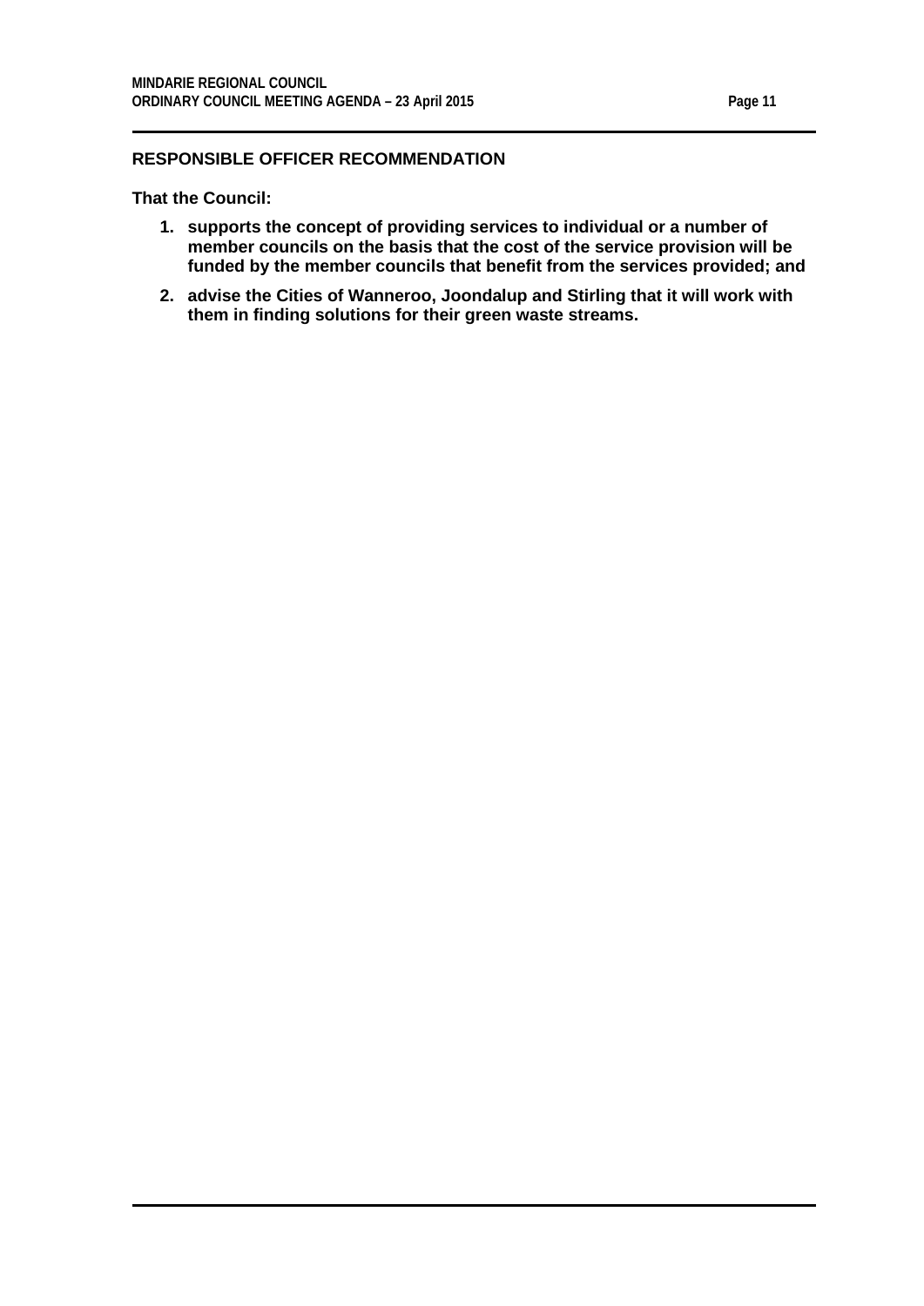**RESPONSIBLE OFFICER RECOMMENDATION**

**That the Council:**

1. **supports the concept of providing services to individual or a number of member councils on the basis that the cost of the service provision will be funded by the member councils that benefit from the services provided; and**
2. **advise the Cities of Wanneroo, Joondalup and Stirling that it will work with them in finding solutions for their green waste streams.**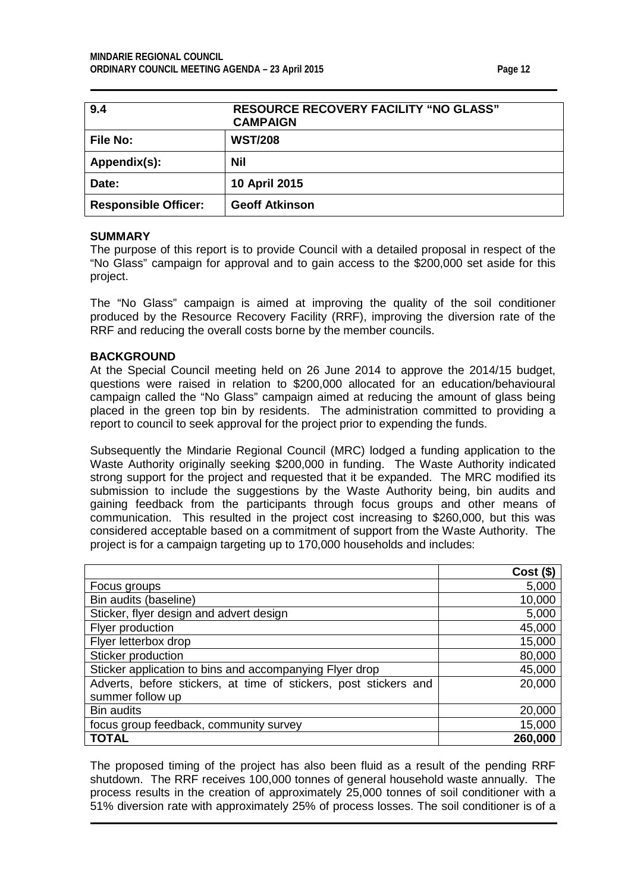| 9.4 | RESOURCE RECOVERY FACILITY "NO GLASS" CAMPAIGN |
|---|---|
| **File No:** | **WST/208** |
| **Appendix(s):** | **Nil** |
| **Date:** | **10 April 2015** |
| **Responsible Officer:** | **Geoff Atkinson** |

**SUMMARY**

The purpose of this report is to provide Council with a detailed proposal in respect of the "No Glass" campaign for approval and to gain access to the $200,000 set aside for this project.

The "No Glass" campaign is aimed at improving the quality of the soil conditioner produced by the Resource Recovery Facility (RRF), improving the diversion rate of the RRF and reducing the overall costs borne by the member councils.

**BACKGROUND**

At the Special Council meeting held on 26 June 2014 to approve the 2014/15 budget, questions were raised in relation to $200,000 allocated for an education/behavioural campaign called the "No Glass" campaign aimed at reducing the amount of glass being placed in the green top bin by residents. The administration committed to providing a report to council to seek approval for the project prior to expending the funds.

Subsequently the Mindarie Regional Council (MRC) lodged a funding application to the Waste Authority originally seeking $200,000 in funding. The Waste Authority indicated strong support for the project and requested that it be expanded. The MRC modified its submission to include the suggestions by the Waste Authority being, bin audits and gaining feedback from the participants through focus groups and other means of communication. This resulted in the project cost increasing to $260,000, but this was considered acceptable based on a commitment of support from the Waste Authority. The project is for a campaign targeting up to 170,000 households and includes:

| | Cost ($) |
|---|---:|
| Focus groups | 5,000 |
| Bin audits (baseline) | 10,000 |
| Sticker, flyer design and advert design | 5,000 |
| Flyer production | 45,000 |
| Flyer letterbox drop | 15,000 |
| Sticker production | 80,000 |
| Sticker application to bins and accompanying Flyer drop | 45,000 |
| Adverts, before stickers, at time of stickers, post stickers and summer follow up | 20,000 |
| Bin audits | 20,000 |
| focus group feedback, community survey | 15,000 |
| **TOTAL** | **260,000** |

The proposed timing of the project has also been fluid as a result of the pending RRF shutdown. The RRF receives 100,000 tonnes of general household waste annually. The process results in the creation of approximately 25,000 tonnes of soil conditioner with a 51% diversion rate with approximately 25% of process losses. The soil conditioner is of a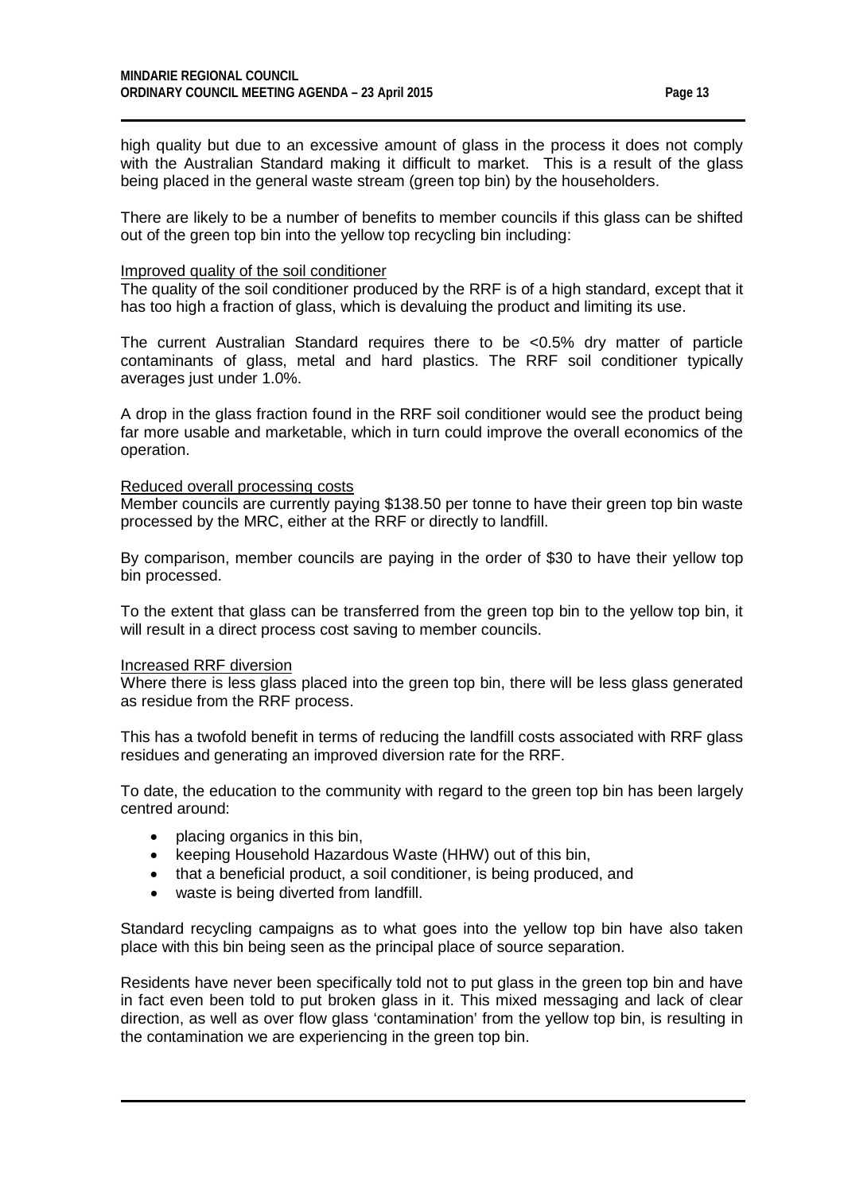high quality but due to an excessive amount of glass in the process it does not comply with the Australian Standard making it difficult to market. This is a result of the glass being placed in the general waste stream (green top bin) by the householders.

There are likely to be a number of benefits to member councils if this glass can be shifted out of the green top bin into the yellow top recycling bin including:

<u>Improved quality of the soil conditioner</u>
The quality of the soil conditioner produced by the RRF is of a high standard, except that it has too high a fraction of glass, which is devaluing the product and limiting its use.

The current Australian Standard requires there to be <0.5% dry matter of particle contaminants of glass, metal and hard plastics. The RRF soil conditioner typically averages just under 1.0%.

A drop in the glass fraction found in the RRF soil conditioner would see the product being far more usable and marketable, which in turn could improve the overall economics of the operation.

<u>Reduced overall processing costs</u>
Member councils are currently paying $138.50 per tonne to have their green top bin waste processed by the MRC, either at the RRF or directly to landfill.

By comparison, member councils are paying in the order of $30 to have their yellow top bin processed.

To the extent that glass can be transferred from the green top bin to the yellow top bin, it will result in a direct process cost saving to member councils.

<u>Increased RRF diversion</u>
Where there is less glass placed into the green top bin, there will be less glass generated as residue from the RRF process.

This has a twofold benefit in terms of reducing the landfill costs associated with RRF glass residues and generating an improved diversion rate for the RRF.

To date, the education to the community with regard to the green top bin has been largely centred around:

- placing organics in this bin,
- keeping Household Hazardous Waste (HHW) out of this bin,
- that a beneficial product, a soil conditioner, is being produced, and
- waste is being diverted from landfill.

Standard recycling campaigns as to what goes into the yellow top bin have also taken place with this bin being seen as the principal place of source separation.

Residents have never been specifically told not to put glass in the green top bin and have in fact even been told to put broken glass in it. This mixed messaging and lack of clear direction, as well as over flow glass 'contamination' from the yellow top bin, is resulting in the contamination we are experiencing in the green top bin.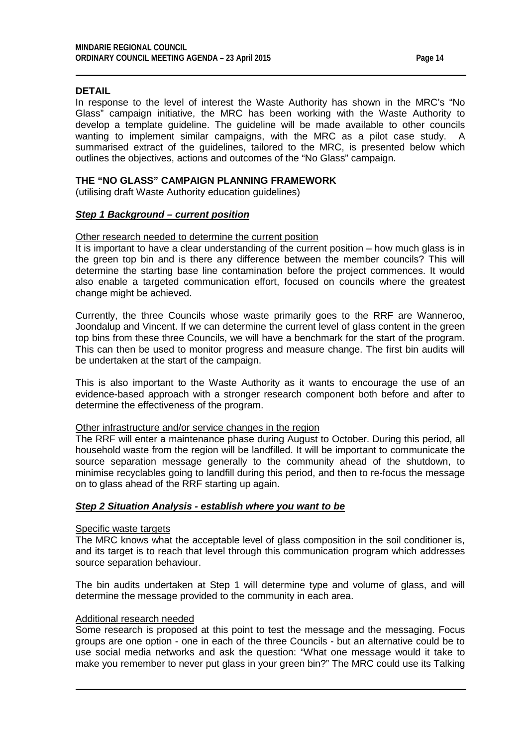## DETAIL

In response to the level of interest the Waste Authority has shown in the MRC's "No Glass" campaign initiative, the MRC has been working with the Waste Authority to develop a template guideline. The guideline will be made available to other councils wanting to implement similar campaigns, with the MRC as a pilot case study. A summarised extract of the guidelines, tailored to the MRC, is presented below which outlines the objectives, actions and outcomes of the "No Glass" campaign.

## THE "NO GLASS" CAMPAIGN PLANNING FRAMEWORK

(utilising draft Waste Authority education guidelines)

### ***Step 1 Background – current position***

Other research needed to determine the current position

It is important to have a clear understanding of the current position – how much glass is in the green top bin and is there any difference between the member councils? This will determine the starting base line contamination before the project commences. It would also enable a targeted communication effort, focused on councils where the greatest change might be achieved.

Currently, the three Councils whose waste primarily goes to the RRF are Wanneroo, Joondalup and Vincent. If we can determine the current level of glass content in the green top bins from these three Councils, we will have a benchmark for the start of the program. This can then be used to monitor progress and measure change. The first bin audits will be undertaken at the start of the campaign.

This is also important to the Waste Authority as it wants to encourage the use of an evidence-based approach with a stronger research component both before and after to determine the effectiveness of the program.

Other infrastructure and/or service changes in the region

The RRF will enter a maintenance phase during August to October. During this period, all household waste from the region will be landfilled. It will be important to communicate the source separation message generally to the community ahead of the shutdown, to minimise recyclables going to landfill during this period, and then to re-focus the message on to glass ahead of the RRF starting up again.

### ***Step 2 Situation Analysis - establish where you want to be***

Specific waste targets

The MRC knows what the acceptable level of glass composition in the soil conditioner is, and its target is to reach that level through this communication program which addresses source separation behaviour.

The bin audits undertaken at Step 1 will determine type and volume of glass, and will determine the message provided to the community in each area.

Additional research needed

Some research is proposed at this point to test the message and the messaging. Focus groups are one option - one in each of the three Councils - but an alternative could be to use social media networks and ask the question: "What one message would it take to make you remember to never put glass in your green bin?" The MRC could use its Talking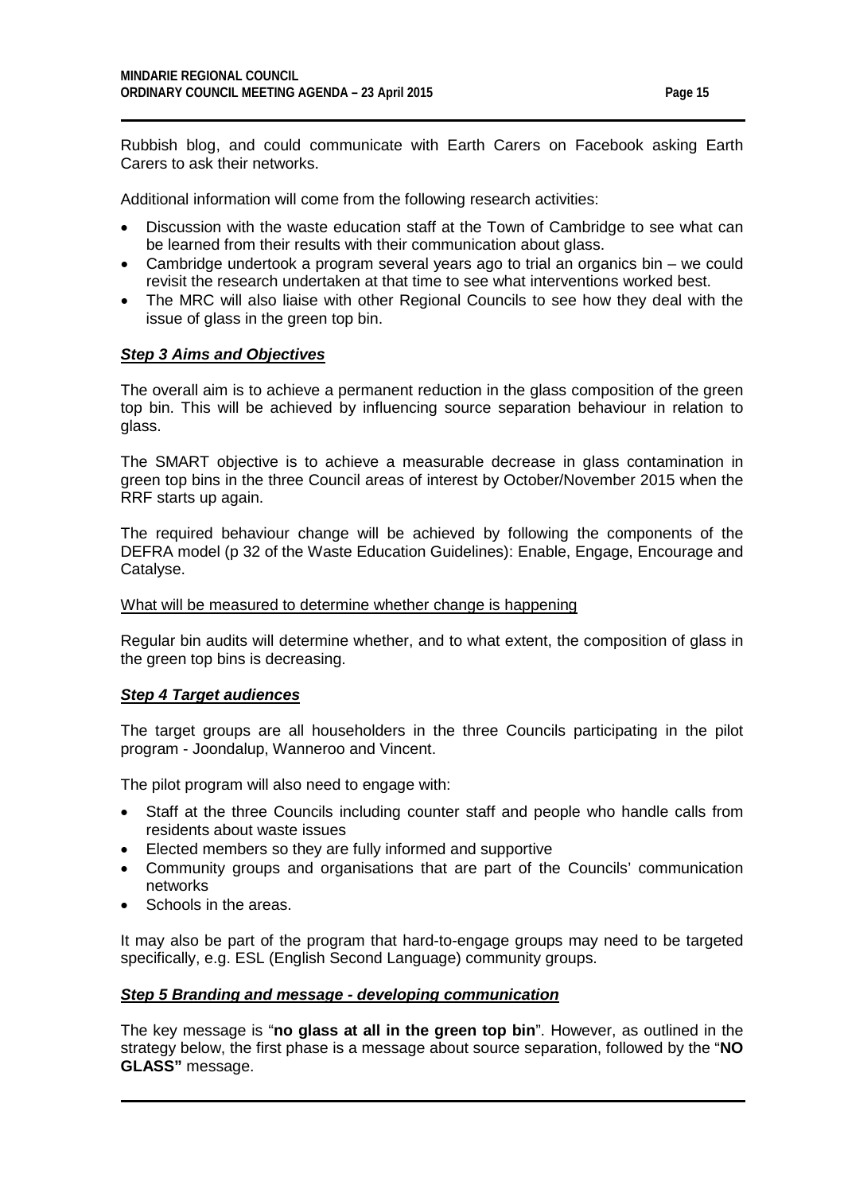Rubbish blog, and could communicate with Earth Carers on Facebook asking Earth Carers to ask their networks.

Additional information will come from the following research activities:

- Discussion with the waste education staff at the Town of Cambridge to see what can be learned from their results with their communication about glass.
- Cambridge undertook a program several years ago to trial an organics bin – we could revisit the research undertaken at that time to see what interventions worked best.
- The MRC will also liaise with other Regional Councils to see how they deal with the issue of glass in the green top bin.

***Step 3 Aims and Objectives***

The overall aim is to achieve a permanent reduction in the glass composition of the green top bin. This will be achieved by influencing source separation behaviour in relation to glass.

The SMART objective is to achieve a measurable decrease in glass contamination in green top bins in the three Council areas of interest by October/November 2015 when the RRF starts up again.

The required behaviour change will be achieved by following the components of the DEFRA model (p 32 of the Waste Education Guidelines): Enable, Engage, Encourage and Catalyse.

What will be measured to determine whether change is happening

Regular bin audits will determine whether, and to what extent, the composition of glass in the green top bins is decreasing.

***Step 4 Target audiences***

The target groups are all householders in the three Councils participating in the pilot program - Joondalup, Wanneroo and Vincent.

The pilot program will also need to engage with:

- Staff at the three Councils including counter staff and people who handle calls from residents about waste issues
- Elected members so they are fully informed and supportive
- Community groups and organisations that are part of the Councils' communication networks
- Schools in the areas.

It may also be part of the program that hard-to-engage groups may need to be targeted specifically, e.g. ESL (English Second Language) community groups.

***Step 5 Branding and message - developing communication***

The key message is "**no glass at all in the green top bin**". However, as outlined in the strategy below, the first phase is a message about source separation, followed by the "**NO GLASS"** message.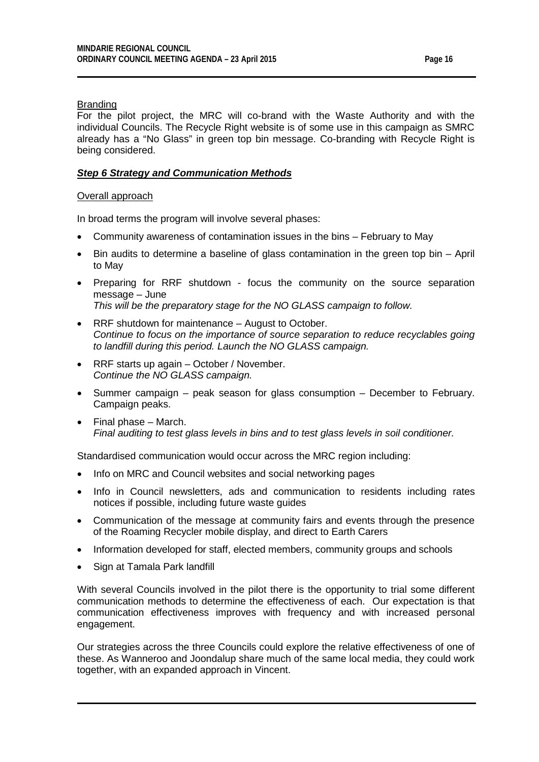<u>Branding</u>

For the pilot project, the MRC will co-brand with the Waste Authority and with the individual Councils. The Recycle Right website is of some use in this campaign as SMRC already has a "No Glass" in green top bin message. Co-branding with Recycle Right is being considered.

***<u>Step 6 Strategy and Communication Methods</u>***

<u>Overall approach</u>

In broad terms the program will involve several phases:

- Community awareness of contamination issues in the bins – February to May
- Bin audits to determine a baseline of glass contamination in the green top bin – April to May
- Preparing for RRF shutdown - focus the community on the source separation message – June
  *This will be the preparatory stage for the NO GLASS campaign to follow.*
- RRF shutdown for maintenance – August to October.
  *Continue to focus on the importance of source separation to reduce recyclables going to landfill during this period. Launch the NO GLASS campaign.*
- RRF starts up again – October / November.
  *Continue the NO GLASS campaign.*
- Summer campaign – peak season for glass consumption – December to February. Campaign peaks.
- Final phase – March.
  *Final auditing to test glass levels in bins and to test glass levels in soil conditioner.*

Standardised communication would occur across the MRC region including:

- Info on MRC and Council websites and social networking pages
- Info in Council newsletters, ads and communication to residents including rates notices if possible, including future waste guides
- Communication of the message at community fairs and events through the presence of the Roaming Recycler mobile display, and direct to Earth Carers
- Information developed for staff, elected members, community groups and schools
- Sign at Tamala Park landfill

With several Councils involved in the pilot there is the opportunity to trial some different communication methods to determine the effectiveness of each. Our expectation is that communication effectiveness improves with frequency and with increased personal engagement.

Our strategies across the three Councils could explore the relative effectiveness of one of these. As Wanneroo and Joondalup share much of the same local media, they could work together, with an expanded approach in Vincent.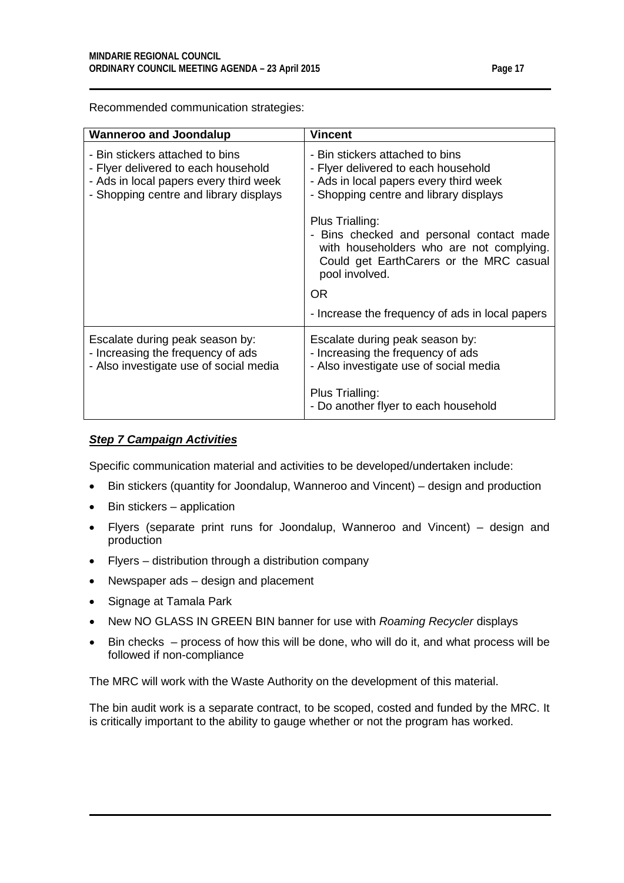Recommended communication strategies:

| Wanneroo and Joondalup | Vincent |
|---|---|
| - Bin stickers attached to bins<br>- Flyer delivered to each household<br>- Ads in local papers every third week<br>- Shopping centre and library displays | - Bin stickers attached to bins<br>- Flyer delivered to each household<br>- Ads in local papers every third week<br>- Shopping centre and library displays<br><br>Plus Trialling:<br>- Bins checked and personal contact made with householders who are not complying. Could get EarthCarers or the MRC casual pool involved.<br><br>OR<br><br>- Increase the frequency of ads in local papers |
| Escalate during peak season by:<br>- Increasing the frequency of ads<br>- Also investigate use of social media | Escalate during peak season by:<br>- Increasing the frequency of ads<br>- Also investigate use of social media<br><br>Plus Trialling:<br>- Do another flyer to each household |

### ***Step 7 Campaign Activities***

Specific communication material and activities to be developed/undertaken include:

- Bin stickers (quantity for Joondalup, Wanneroo and Vincent) – design and production
- Bin stickers – application
- Flyers (separate print runs for Joondalup, Wanneroo and Vincent) – design and production
- Flyers – distribution through a distribution company
- Newspaper ads – design and placement
- Signage at Tamala Park
- New NO GLASS IN GREEN BIN banner for use with *Roaming Recycler* displays
- Bin checks – process of how this will be done, who will do it, and what process will be followed if non-compliance

The MRC will work with the Waste Authority on the development of this material.

The bin audit work is a separate contract, to be scoped, costed and funded by the MRC. It is critically important to the ability to gauge whether or not the program has worked.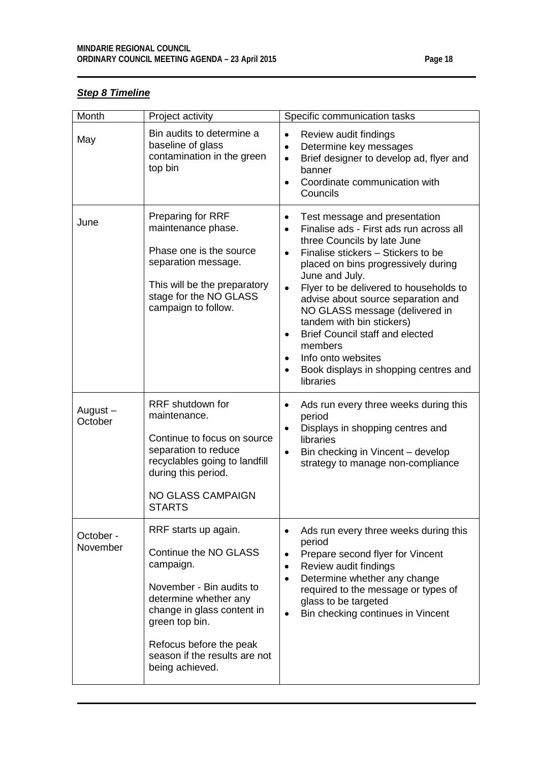***Step 8 Timeline***

| Month | Project activity | Specific communication tasks |
|---|---|---|
| May | Bin audits to determine a baseline of glass contamination in the green top bin | • Review audit findings<br>• Determine key messages<br>• Brief designer to develop ad, flyer and banner<br>• Coordinate communication with Councils |
| June | Preparing for RRF maintenance phase.<br><br>Phase one is the source separation message.<br><br>This will be the preparatory stage for the NO GLASS campaign to follow. | • Test message and presentation<br>• Finalise ads - First ads run across all three Councils by late June<br>• Finalise stickers – Stickers to be placed on bins progressively during June and July.<br>• Flyer to be delivered to households to advise about source separation and NO GLASS message (delivered in tandem with bin stickers)<br>• Brief Council staff and elected members<br>• Info onto websites<br>• Book displays in shopping centres and libraries |
| August – October | RRF shutdown for maintenance.<br><br>Continue to focus on source separation to reduce recyclables going to landfill during this period.<br><br>NO GLASS CAMPAIGN STARTS | • Ads run every three weeks during this period<br>• Displays in shopping centres and libraries<br>• Bin checking in Vincent – develop strategy to manage non-compliance |
| October - November | RRF starts up again.<br><br>Continue the NO GLASS campaign.<br><br>November - Bin audits to determine whether any change in glass content in green top bin.<br><br>Refocus before the peak season if the results are not being achieved. | • Ads run every three weeks during this period<br>• Prepare second flyer for Vincent<br>• Review audit findings<br>• Determine whether any change required to the message or types of glass to be targeted<br>• Bin checking continues in Vincent |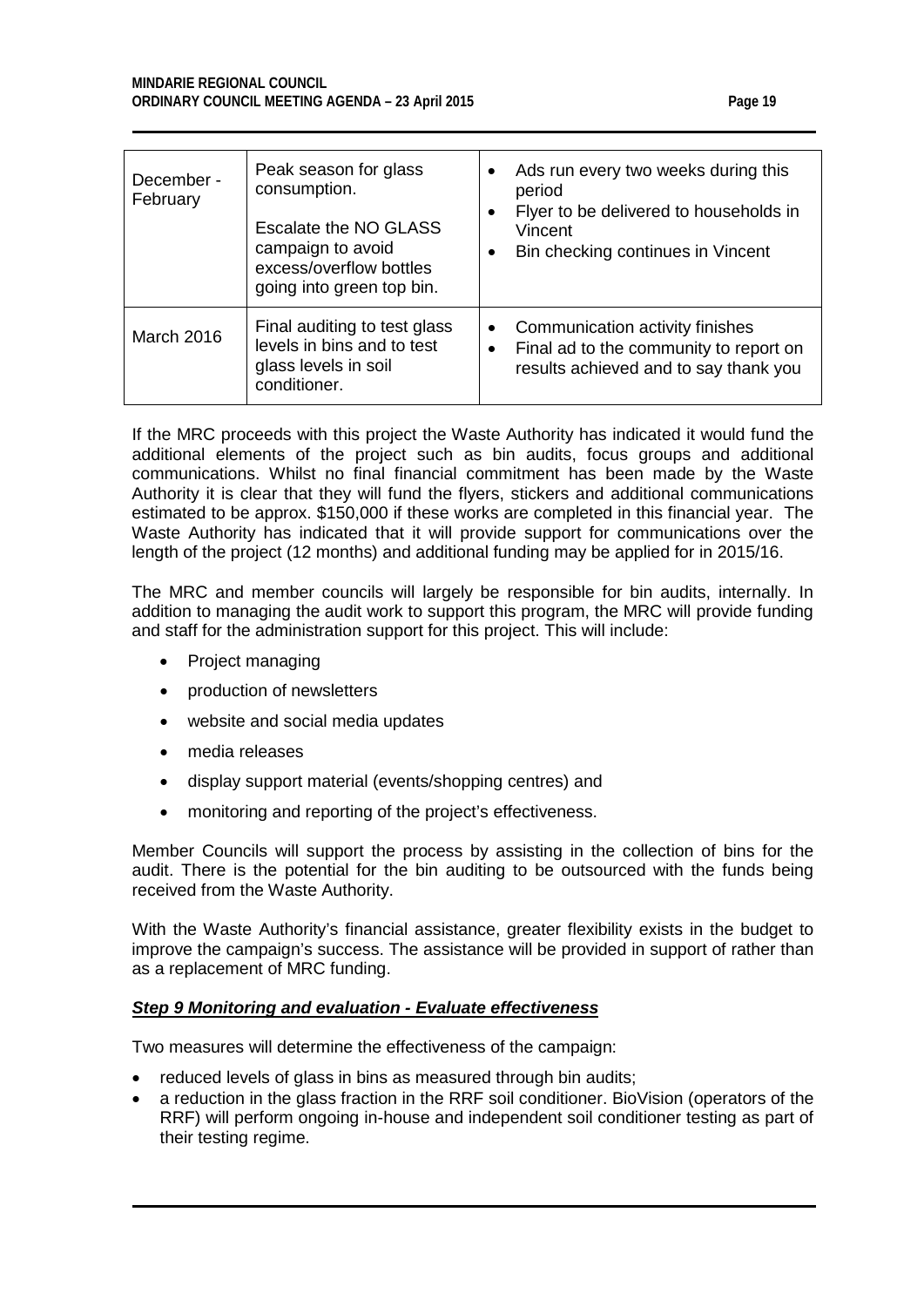| December - February | Peak season for glass consumption.<br><br>Escalate the NO GLASS campaign to avoid excess/overflow bottles going into green top bin. | • Ads run every two weeks during this period<br>• Flyer to be delivered to households in Vincent<br>• Bin checking continues in Vincent |
|---|---|---|
| March 2016 | Final auditing to test glass levels in bins and to test glass levels in soil conditioner. | • Communication activity finishes<br>• Final ad to the community to report on results achieved and to say thank you |

If the MRC proceeds with this project the Waste Authority has indicated it would fund the additional elements of the project such as bin audits, focus groups and additional communications. Whilst no final financial commitment has been made by the Waste Authority it is clear that they will fund the flyers, stickers and additional communications estimated to be approx. $150,000 if these works are completed in this financial year. The Waste Authority has indicated that it will provide support for communications over the length of the project (12 months) and additional funding may be applied for in 2015/16.

The MRC and member councils will largely be responsible for bin audits, internally. In addition to managing the audit work to support this program, the MRC will provide funding and staff for the administration support for this project. This will include:

- Project managing
- production of newsletters
- website and social media updates
- media releases
- display support material (events/shopping centres) and
- monitoring and reporting of the project's effectiveness.

Member Councils will support the process by assisting in the collection of bins for the audit. There is the potential for the bin auditing to be outsourced with the funds being received from the Waste Authority.

With the Waste Authority's financial assistance, greater flexibility exists in the budget to improve the campaign's success. The assistance will be provided in support of rather than as a replacement of MRC funding.

***Step 9 Monitoring and evaluation - Evaluate effectiveness***

Two measures will determine the effectiveness of the campaign:

- reduced levels of glass in bins as measured through bin audits;
- a reduction in the glass fraction in the RRF soil conditioner. BioVision (operators of the RRF) will perform ongoing in-house and independent soil conditioner testing as part of their testing regime.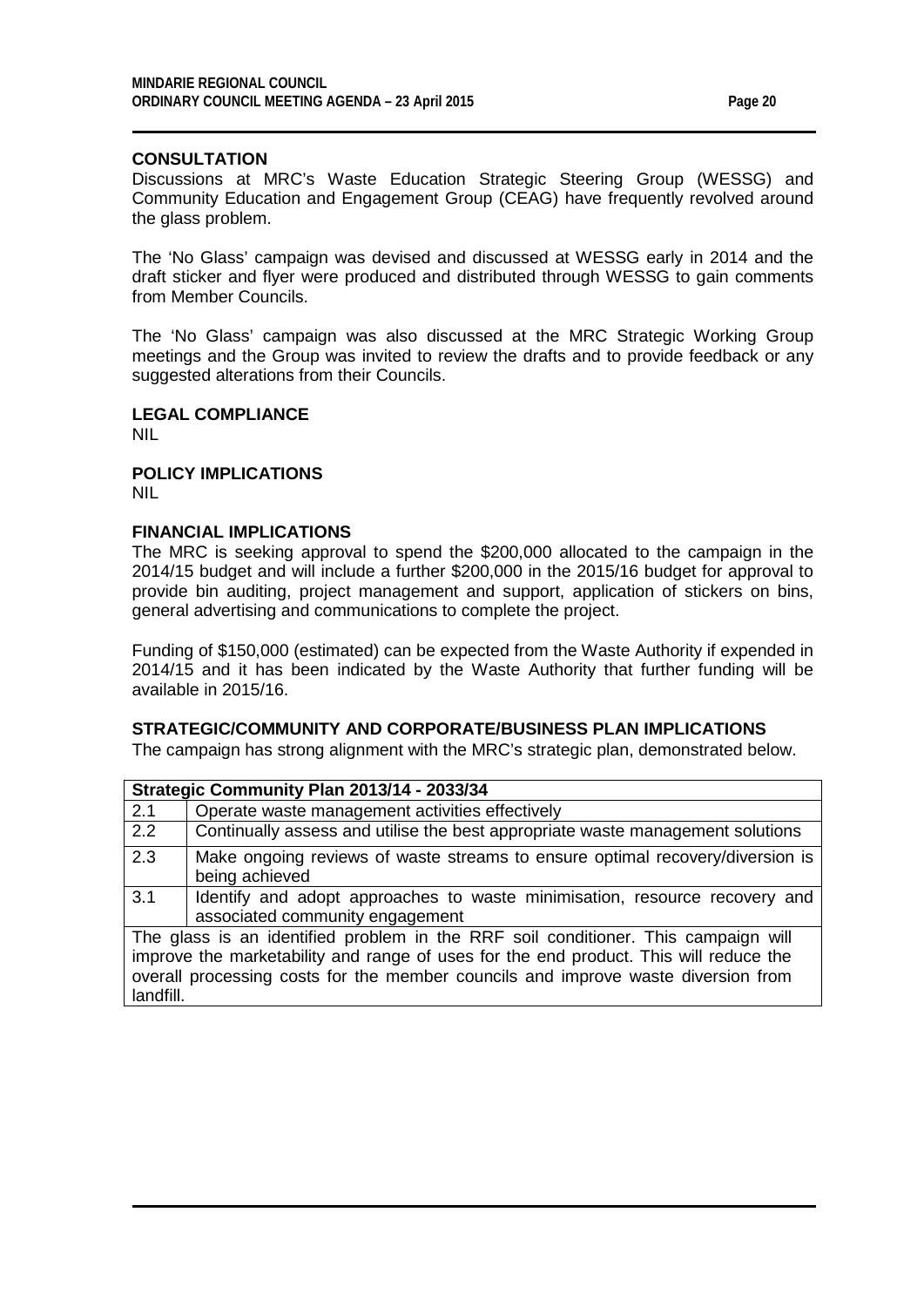## CONSULTATION

Discussions at MRC's Waste Education Strategic Steering Group (WESSG) and Community Education and Engagement Group (CEAG) have frequently revolved around the glass problem.

The 'No Glass' campaign was devised and discussed at WESSG early in 2014 and the draft sticker and flyer were produced and distributed through WESSG to gain comments from Member Councils.

The 'No Glass' campaign was also discussed at the MRC Strategic Working Group meetings and the Group was invited to review the drafts and to provide feedback or any suggested alterations from their Councils.

## LEGAL COMPLIANCE

NIL

## POLICY IMPLICATIONS

NIL

## FINANCIAL IMPLICATIONS

The MRC is seeking approval to spend the $200,000 allocated to the campaign in the 2014/15 budget and will include a further $200,000 in the 2015/16 budget for approval to provide bin auditing, project management and support, application of stickers on bins, general advertising and communications to complete the project.

Funding of $150,000 (estimated) can be expected from the Waste Authority if expended in 2014/15 and it has been indicated by the Waste Authority that further funding will be available in 2015/16.

## STRATEGIC/COMMUNITY AND CORPORATE/BUSINESS PLAN IMPLICATIONS

The campaign has strong alignment with the MRC's strategic plan, demonstrated below.

| **Strategic Community Plan 2013/14 - 2033/34** | |
|---|---|
| 2.1 | Operate waste management activities effectively |
| 2.2 | Continually assess and utilise the best appropriate waste management solutions |
| 2.3 | Make ongoing reviews of waste streams to ensure optimal recovery/diversion is being achieved |
| 3.1 | Identify and adopt approaches to waste minimisation, resource recovery and associated community engagement |
| The glass is an identified problem in the RRF soil conditioner. This campaign will improve the marketability and range of uses for the end product. This will reduce the overall processing costs for the member councils and improve waste diversion from landfill. | |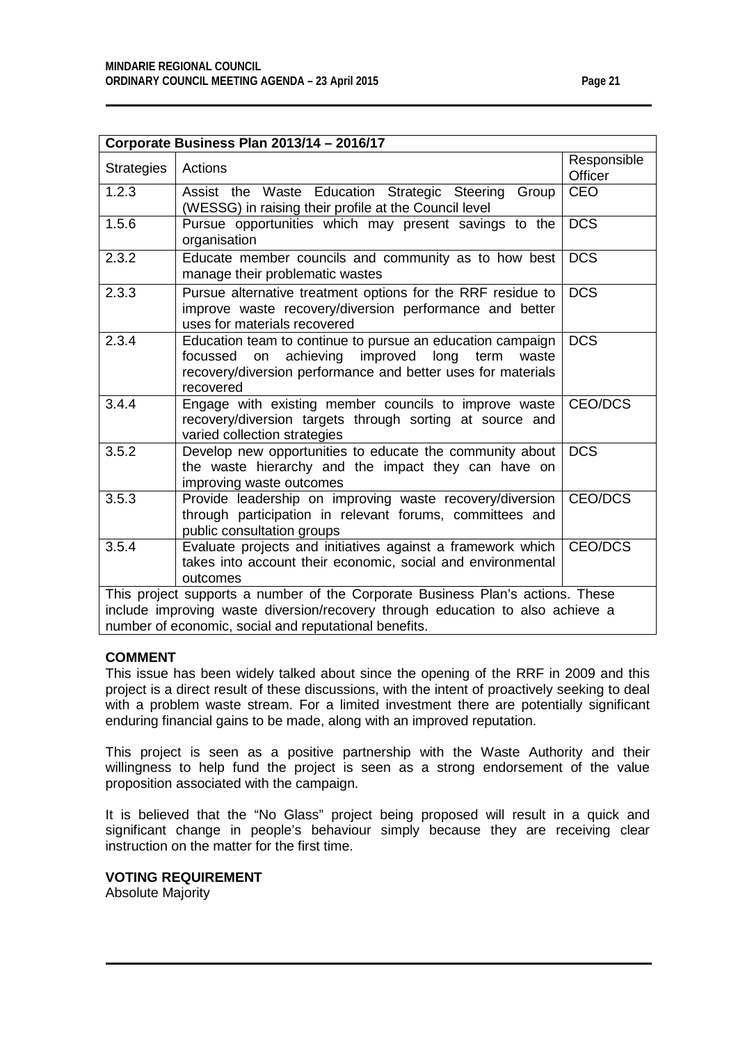| Corporate Business Plan 2013/14 – 2016/17 | | |
|---|---|---|
| Strategies | Actions | Responsible Officer |
| 1.2.3 | Assist the Waste Education Strategic Steering Group (WESSG) in raising their profile at the Council level | CEO |
| 1.5.6 | Pursue opportunities which may present savings to the organisation | DCS |
| 2.3.2 | Educate member councils and community as to how best manage their problematic wastes | DCS |
| 2.3.3 | Pursue alternative treatment options for the RRF residue to improve waste recovery/diversion performance and better uses for materials recovered | DCS |
| 2.3.4 | Education team to continue to pursue an education campaign focussed on achieving improved long term waste recovery/diversion performance and better uses for materials recovered | DCS |
| 3.4.4 | Engage with existing member councils to improve waste recovery/diversion targets through sorting at source and varied collection strategies | CEO/DCS |
| 3.5.2 | Develop new opportunities to educate the community about the waste hierarchy and the impact they can have on improving waste outcomes | DCS |
| 3.5.3 | Provide leadership on improving waste recovery/diversion through participation in relevant forums, committees and public consultation groups | CEO/DCS |
| 3.5.4 | Evaluate projects and initiatives against a framework which takes into account their economic, social and environmental outcomes | CEO/DCS |
| This project supports a number of the Corporate Business Plan's actions. These include improving waste diversion/recovery through education to also achieve a number of economic, social and reputational benefits. | | |

**COMMENT**

This issue has been widely talked about since the opening of the RRF in 2009 and this project is a direct result of these discussions, with the intent of proactively seeking to deal with a problem waste stream. For a limited investment there are potentially significant enduring financial gains to be made, along with an improved reputation.

This project is seen as a positive partnership with the Waste Authority and their willingness to help fund the project is seen as a strong endorsement of the value proposition associated with the campaign.

It is believed that the "No Glass" project being proposed will result in a quick and significant change in people's behaviour simply because they are receiving clear instruction on the matter for the first time.

**VOTING REQUIREMENT**

Absolute Majority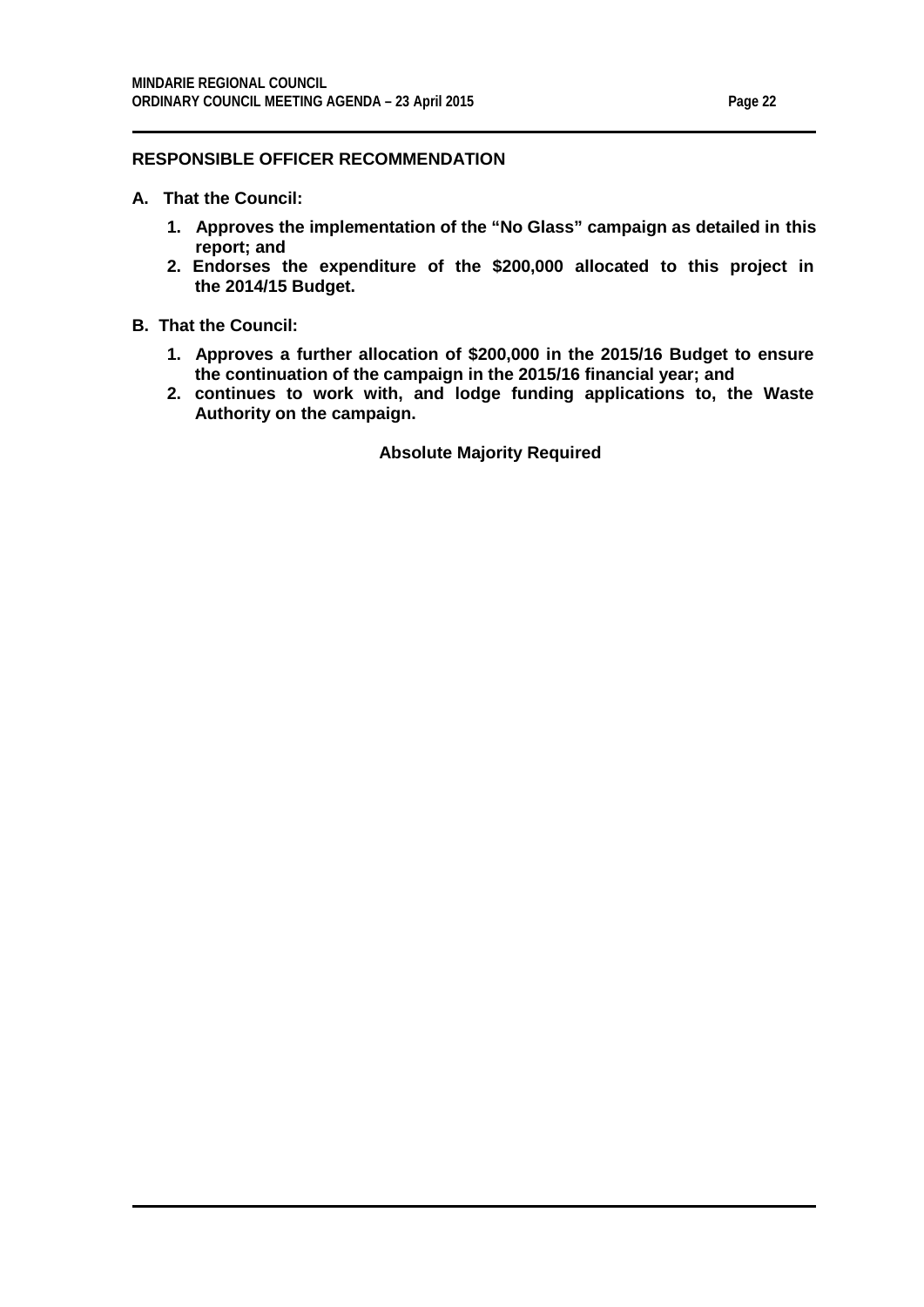## RESPONSIBLE OFFICER RECOMMENDATION

**A. That the Council:**

1. **Approves the implementation of the "No Glass" campaign as detailed in this report; and**
2. **Endorses the expenditure of the $200,000 allocated to this project in the 2014/15 Budget.**

**B. That the Council:**

1. **Approves a further allocation of $200,000 in the 2015/16 Budget to ensure the continuation of the campaign in the 2015/16 financial year; and**
2. **continues to work with, and lodge funding applications to, the Waste Authority on the campaign.**

**Absolute Majority Required**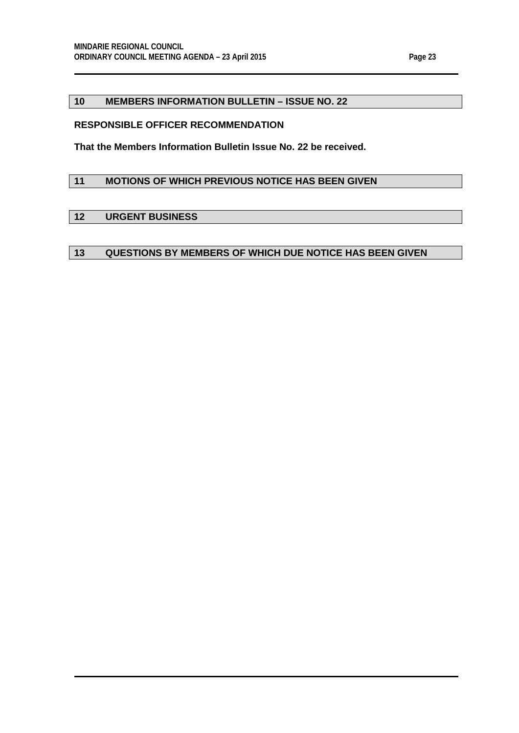## 10 MEMBERS INFORMATION BULLETIN – ISSUE NO. 22

**RESPONSIBLE OFFICER RECOMMENDATION**

**That the Members Information Bulletin Issue No. 22 be received.**

## 11 MOTIONS OF WHICH PREVIOUS NOTICE HAS BEEN GIVEN

## 12 URGENT BUSINESS

## 13 QUESTIONS BY MEMBERS OF WHICH DUE NOTICE HAS BEEN GIVEN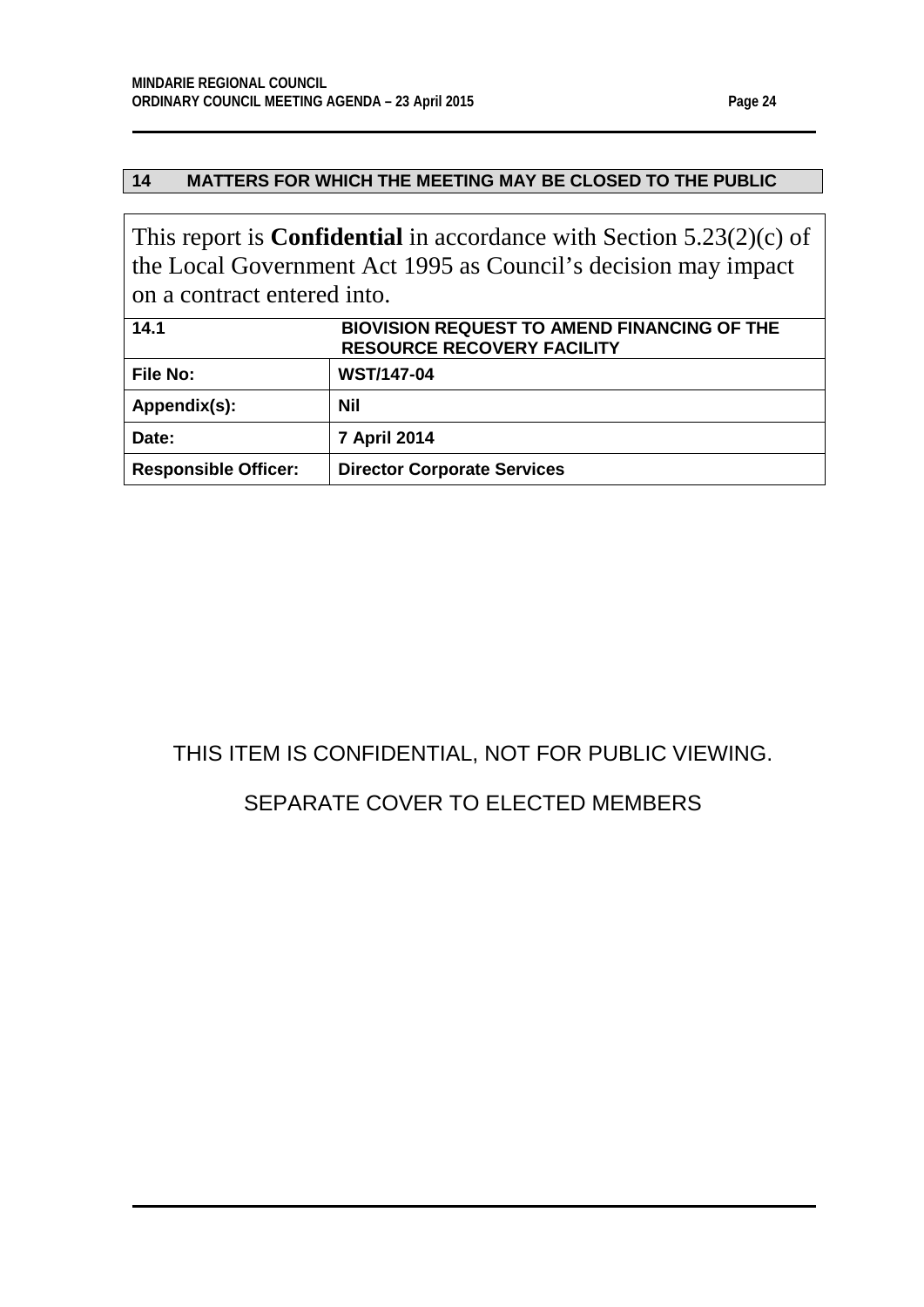## 14 MATTERS FOR WHICH THE MEETING MAY BE CLOSED TO THE PUBLIC

This report is **Confidential** in accordance with Section 5.23(2)(c) of the Local Government Act 1995 as Council's decision may impact on a contract entered into.

| **14.1** | **BIOVISION REQUEST TO AMEND FINANCING OF THE RESOURCE RECOVERY FACILITY** |
|---|---|
| **File No:** | **WST/147-04** |
| **Appendix(s):** | **Nil** |
| **Date:** | **7 April 2014** |
| **Responsible Officer:** | **Director Corporate Services** |

THIS ITEM IS CONFIDENTIAL, NOT FOR PUBLIC VIEWING.

SEPARATE COVER TO ELECTED MEMBERS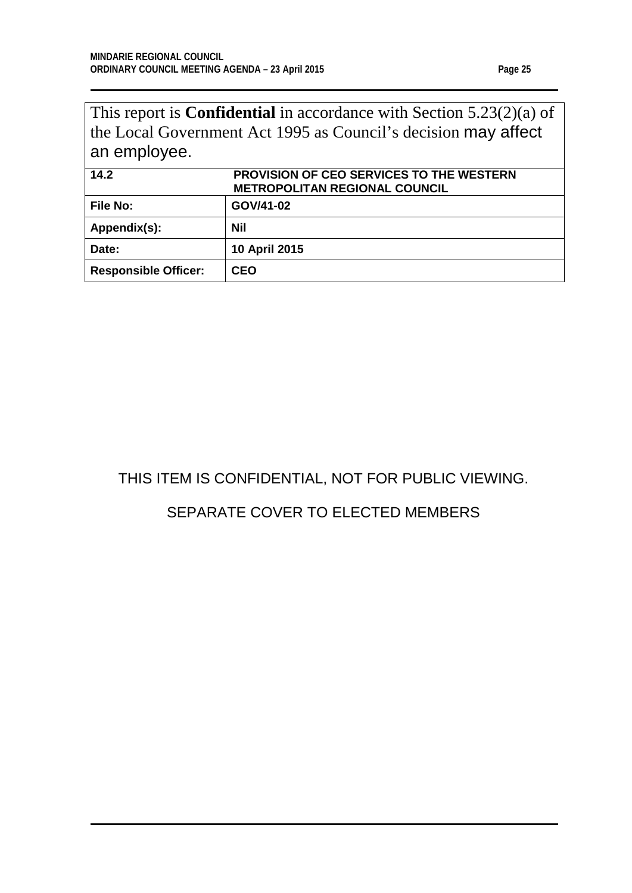This report is **Confidential** in accordance with Section 5.23(2)(a) of the Local Government Act 1995 as Council's decision may affect an employee.

| **14.2** | **PROVISION OF CEO SERVICES TO THE WESTERN METROPOLITAN REGIONAL COUNCIL** |
|---|---|
| **File No:** | **GOV/41-02** |
| **Appendix(s):** | **Nil** |
| **Date:** | **10 April 2015** |
| **Responsible Officer:** | **CEO** |

THIS ITEM IS CONFIDENTIAL, NOT FOR PUBLIC VIEWING.

SEPARATE COVER TO ELECTED MEMBERS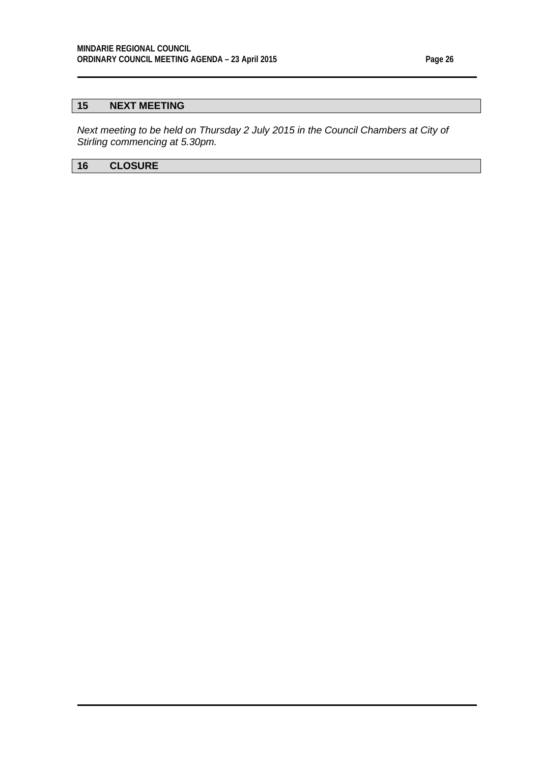## 15 NEXT MEETING

*Next meeting to be held on Thursday 2 July 2015 in the Council Chambers at City of Stirling commencing at 5.30pm.*

## 16 CLOSURE